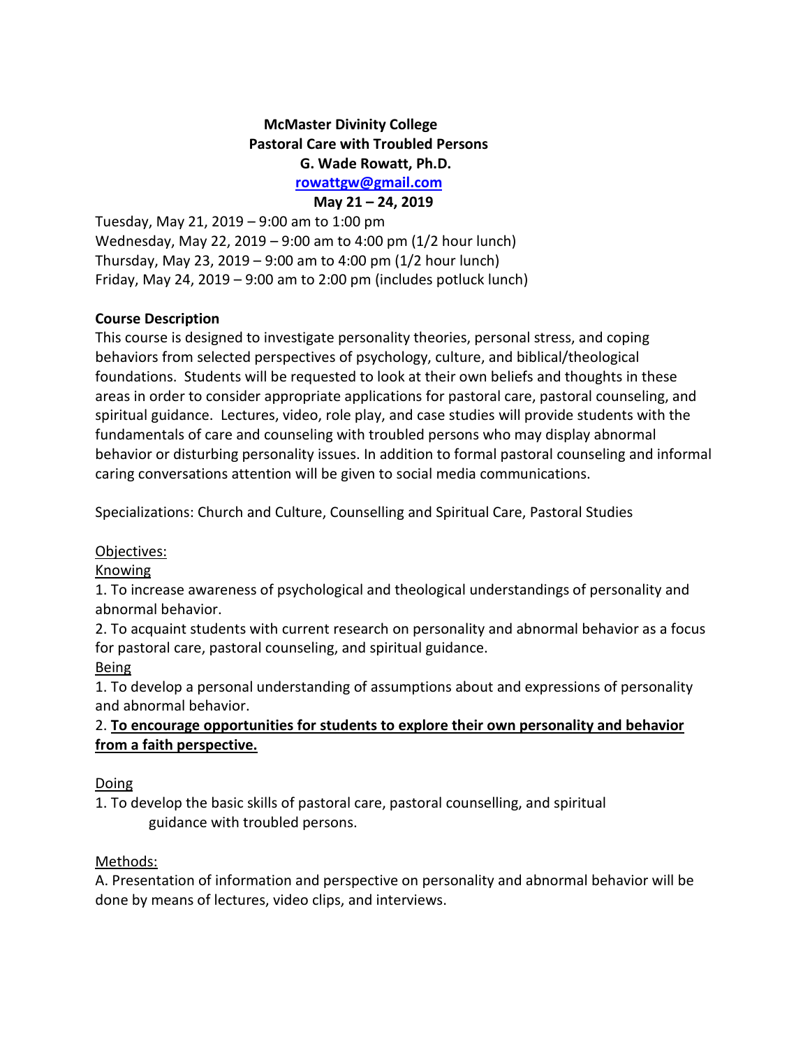**McMaster Divinity College**
**Pastoral Care with Troubled Persons**
**G. Wade Rowatt, Ph.D.**
**rowattgw@gmail.com**
**May 21 – 24, 2019**

Tuesday, May 21, 2019 – 9:00 am to 1:00 pm
Wednesday, May 22, 2019 – 9:00 am to 4:00 pm (1/2 hour lunch)
Thursday, May 23, 2019 – 9:00 am to 4:00 pm (1/2 hour lunch)
Friday, May 24, 2019 – 9:00 am to 2:00 pm (includes potluck lunch)

**Course Description**

This course is designed to investigate personality theories, personal stress, and coping behaviors from selected perspectives of psychology, culture, and biblical/theological foundations. Students will be requested to look at their own beliefs and thoughts in these areas in order to consider appropriate applications for pastoral care, pastoral counseling, and spiritual guidance. Lectures, video, role play, and case studies will provide students with the fundamentals of care and counseling with troubled persons who may display abnormal behavior or disturbing personality issues. In addition to formal pastoral counseling and informal caring conversations attention will be given to social media communications.

Specializations: Church and Culture, Counselling and Spiritual Care, Pastoral Studies

Objectives:

Knowing

1. To increase awareness of psychological and theological understandings of personality and abnormal behavior.
2. To acquaint students with current research on personality and abnormal behavior as a focus for pastoral care, pastoral counseling, and spiritual guidance.

Being

1. To develop a personal understanding of assumptions about and expressions of personality and abnormal behavior.
2. **To encourage opportunities for students to explore their own personality and behavior from a faith perspective.**

Doing

1. To develop the basic skills of pastoral care, pastoral counselling, and spiritual guidance with troubled persons.

Methods:

A. Presentation of information and perspective on personality and abnormal behavior will be done by means of lectures, video clips, and interviews.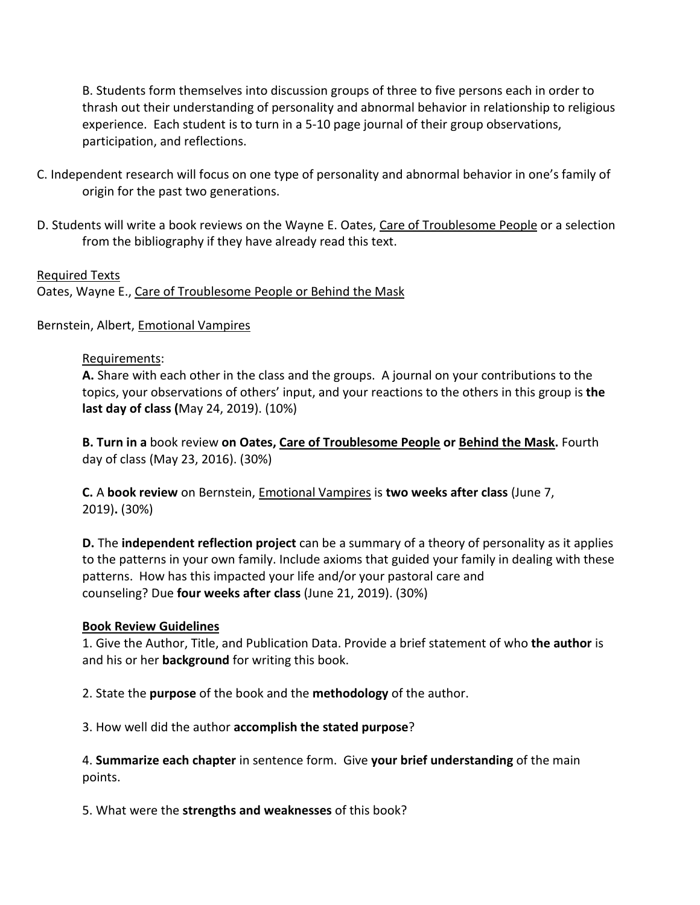B. Students form themselves into discussion groups of three to five persons each in order to thrash out their understanding of personality and abnormal behavior in relationship to religious experience. Each student is to turn in a 5-10 page journal of their group observations, participation, and reflections.

C. Independent research will focus on one type of personality and abnormal behavior in one's family of origin for the past two generations.

D. Students will write a book reviews on the Wayne E. Oates, <u>Care of Troublesome People</u> or a selection from the bibliography if they have already read this text.

<u>Required Texts</u>

Oates, Wayne E., <u>Care of Troublesome People or Behind the Mask</u>

Bernstein, Albert, <u>Emotional Vampires</u>

<u>Requirements</u>:

**A.** Share with each other in the class and the groups. A journal on your contributions to the topics, your observations of others' input, and your reactions to the others in this group is **the last day of class (**May 24, 2019). (10%)

**B. Turn in a** book review **on Oates, <u>Care of Troublesome People</u> or <u>Behind the Mask</u>.** Fourth day of class (May 23, 2016). (30%)

**C.** A **book review** on Bernstein, <u>Emotional Vampires</u> is **two weeks after class** (June 7, 2019)**.** (30%)

**D.** The **independent reflection project** can be a summary of a theory of personality as it applies to the patterns in your own family. Include axioms that guided your family in dealing with these patterns. How has this impacted your life and/or your pastoral care and counseling? Due **four weeks after class** (June 21, 2019). (30%)

**<u>Book Review Guidelines</u>**

1. Give the Author, Title, and Publication Data. Provide a brief statement of who **the author** is and his or her **background** for writing this book.

2. State the **purpose** of the book and the **methodology** of the author.

3. How well did the author **accomplish the stated purpose**?

4. **Summarize each chapter** in sentence form. Give **your brief understanding** of the main points.

5. What were the **strengths and weaknesses** of this book?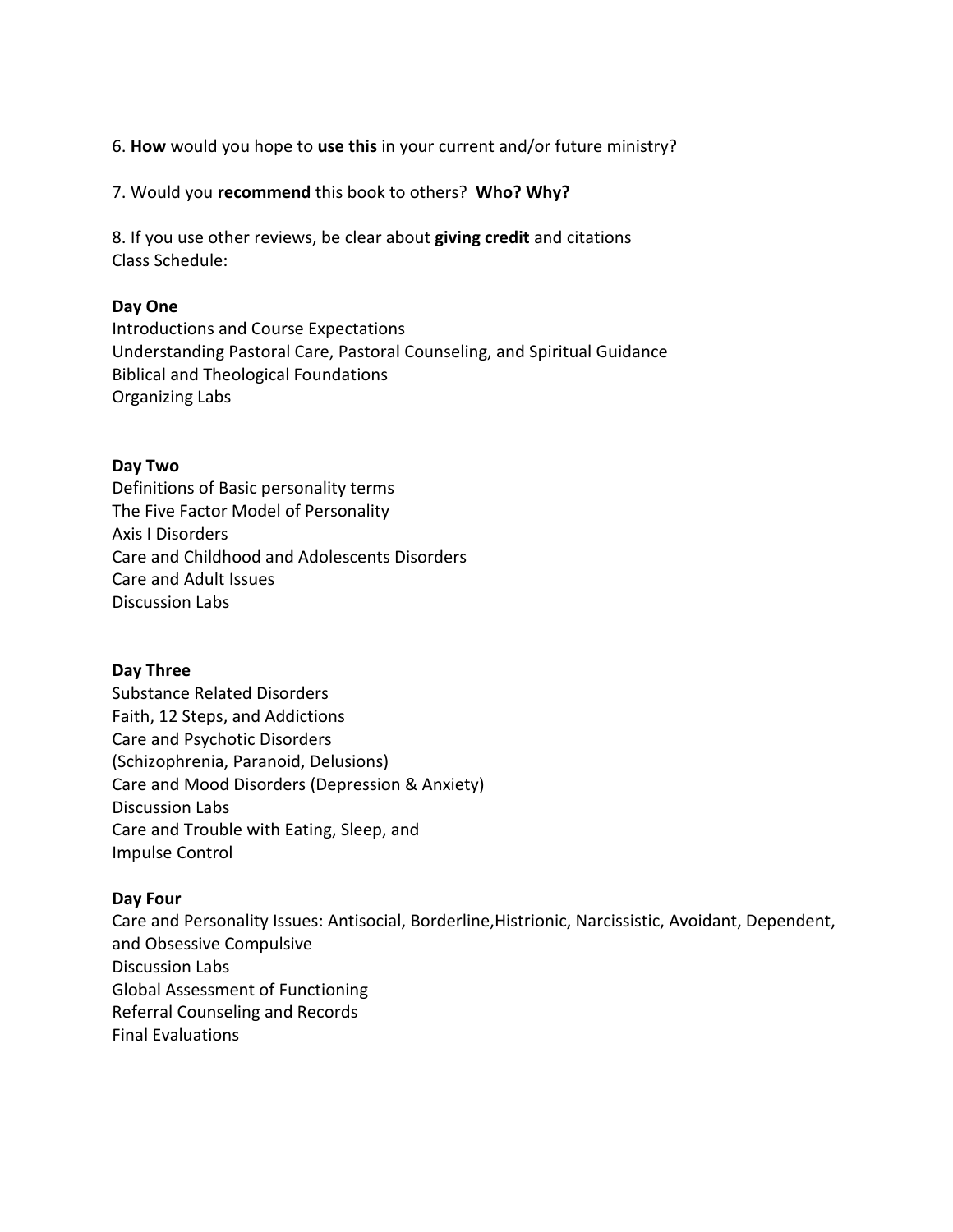6. **How** would you hope to **use this** in your current and/or future ministry?

7. Would you **recommend** this book to others? **Who? Why?**

8. If you use other reviews, be clear about **giving credit** and citations

Class Schedule:

**Day One**

Introductions and Course Expectations
Understanding Pastoral Care, Pastoral Counseling, and Spiritual Guidance
Biblical and Theological Foundations
Organizing Labs

**Day Two**

Definitions of Basic personality terms
The Five Factor Model of Personality
Axis I Disorders
Care and Childhood and Adolescents Disorders
Care and Adult Issues
Discussion Labs

**Day Three**

Substance Related Disorders
Faith, 12 Steps, and Addictions
Care and Psychotic Disorders
(Schizophrenia, Paranoid, Delusions)
Care and Mood Disorders (Depression & Anxiety)
Discussion Labs
Care and Trouble with Eating, Sleep, and
Impulse Control

**Day Four**

Care and Personality Issues: Antisocial, Borderline,Histrionic, Narcissistic, Avoidant, Dependent, and Obsessive Compulsive
Discussion Labs
Global Assessment of Functioning
Referral Counseling and Records
Final Evaluations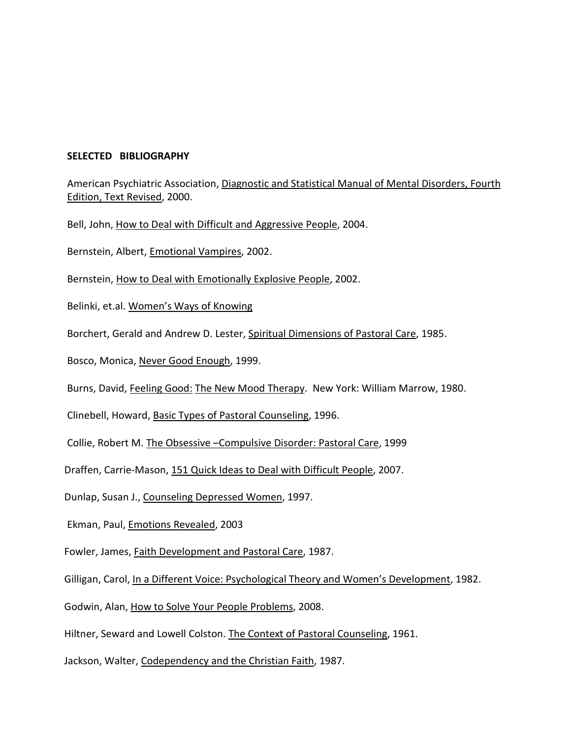**SELECTED BIBLIOGRAPHY**

American Psychiatric Association, <u>Diagnostic and Statistical Manual of Mental Disorders, Fourth Edition, Text Revised</u>, 2000.

Bell, John, <u>How to Deal with Difficult and Aggressive People</u>, 2004.

Bernstein, Albert, <u>Emotional Vampires</u>, 2002.

Bernstein, <u>How to Deal with Emotionally Explosive People</u>, 2002.

Belinki, et.al. <u>Women's Ways of Knowing</u>

Borchert, Gerald and Andrew D. Lester, <u>Spiritual Dimensions of Pastoral Care</u>, 1985.

Bosco, Monica, <u>Never Good Enough</u>, 1999.

Burns, David, <u>Feeling Good:</u> <u>The New Mood Therapy</u>. New York: William Marrow, 1980.

Clinebell, Howard, <u>Basic Types of Pastoral Counseling</u>, 1996.

Collie, Robert M. <u>The Obsessive –Compulsive Disorder: Pastoral Care</u>, 1999

Draffen, Carrie-Mason, <u>151 Quick Ideas to Deal with Difficult People</u>, 2007.

Dunlap, Susan J., <u>Counseling Depressed Women</u>, 1997.

Ekman, Paul, <u>Emotions Revealed</u>, 2003

Fowler, James, <u>Faith Development and Pastoral Care</u>, 1987.

Gilligan, Carol, <u>In a Different Voice: Psychological Theory and Women's Development</u>, 1982.

Godwin, Alan, <u>How to Solve Your People Problems</u>, 2008.

Hiltner, Seward and Lowell Colston. <u>The Context of Pastoral Counseling</u>, 1961.

Jackson, Walter, <u>Codependency and the Christian Faith</u>, 1987.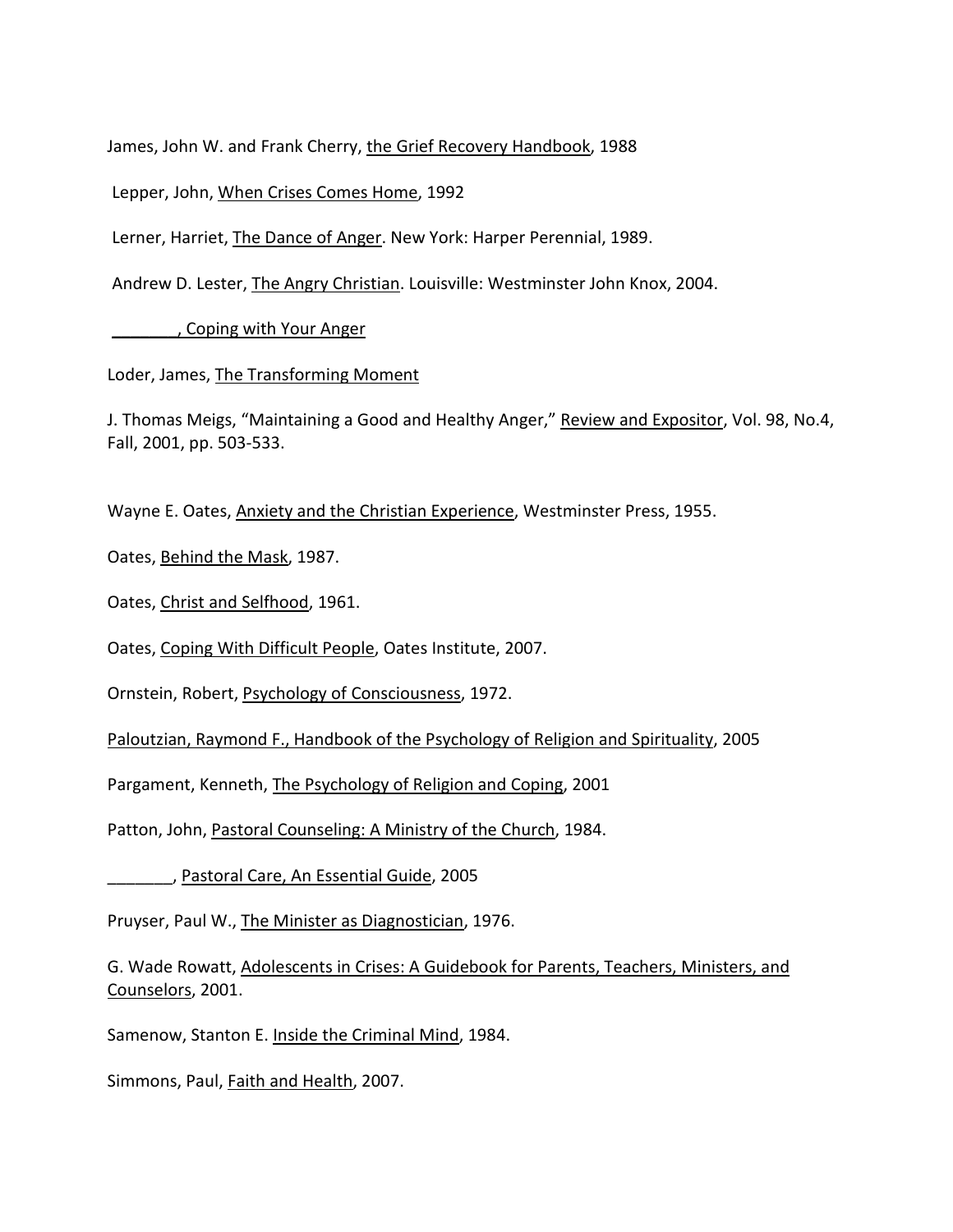James, John W. and Frank Cherry, the Grief Recovery Handbook, 1988

Lepper, John, When Crises Comes Home, 1992

Lerner, Harriet, The Dance of Anger. New York: Harper Perennial, 1989.

Andrew D. Lester, The Angry Christian. Louisville: Westminster John Knox, 2004.

_______, Coping with Your Anger

Loder, James, The Transforming Moment

J. Thomas Meigs, "Maintaining a Good and Healthy Anger," Review and Expositor, Vol. 98, No.4, Fall, 2001, pp. 503-533.

Wayne E. Oates, Anxiety and the Christian Experience, Westminster Press, 1955.

Oates, Behind the Mask, 1987.

Oates, Christ and Selfhood, 1961.

Oates, Coping With Difficult People, Oates Institute, 2007.

Ornstein, Robert, Psychology of Consciousness, 1972.

Paloutzian, Raymond F., Handbook of the Psychology of Religion and Spirituality, 2005

Pargament, Kenneth, The Psychology of Religion and Coping, 2001

Patton, John, Pastoral Counseling: A Ministry of the Church, 1984.

_______, Pastoral Care, An Essential Guide, 2005

Pruyser, Paul W., The Minister as Diagnostician, 1976.

G. Wade Rowatt, Adolescents in Crises: A Guidebook for Parents, Teachers, Ministers, and Counselors, 2001.

Samenow, Stanton E. Inside the Criminal Mind, 1984.

Simmons, Paul, Faith and Health, 2007.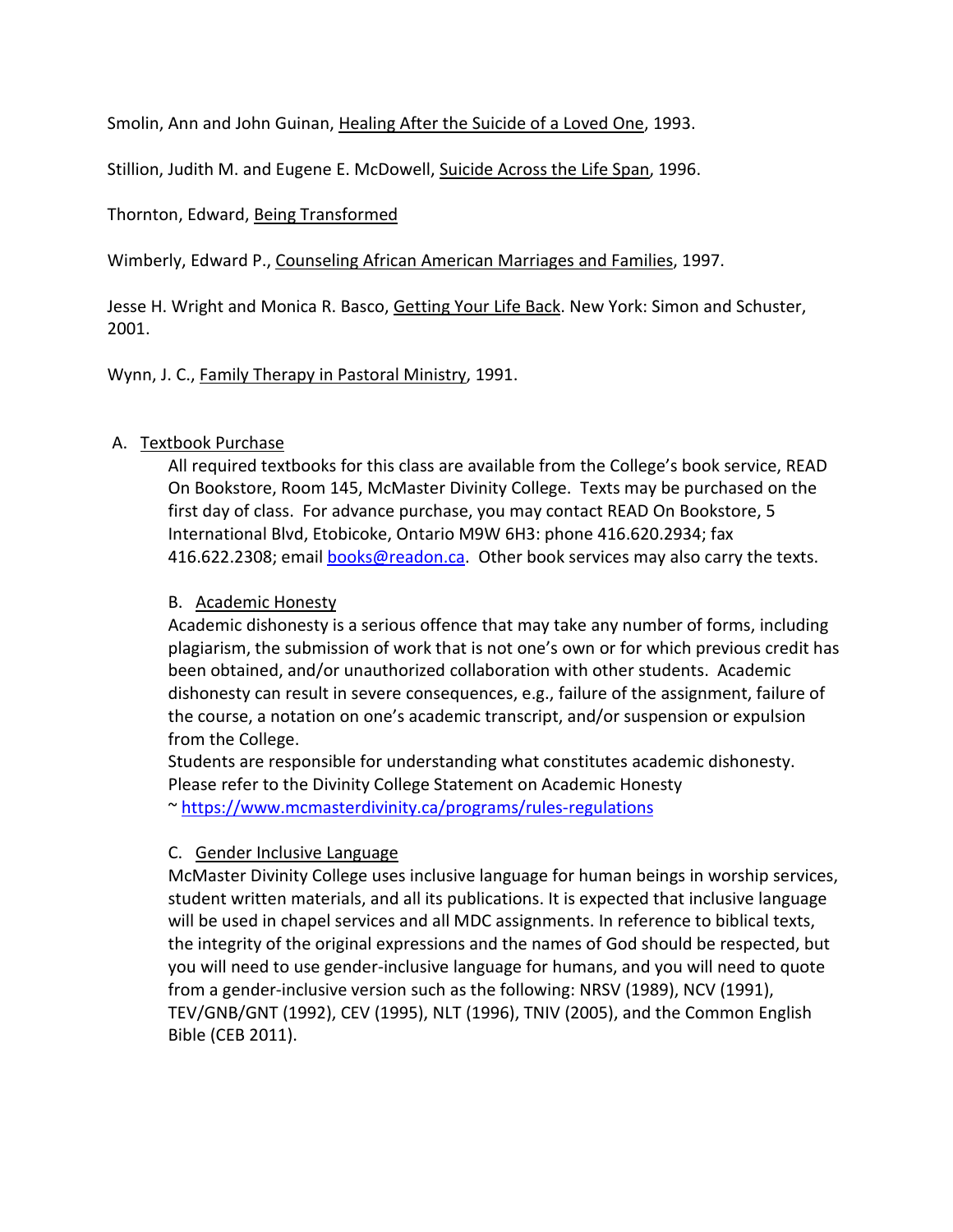Smolin, Ann and John Guinan, Healing After the Suicide of a Loved One, 1993.

Stillion, Judith M. and Eugene E. McDowell, Suicide Across the Life Span, 1996.

Thornton, Edward, Being Transformed

Wimberly, Edward P., Counseling African American Marriages and Families, 1997.

Jesse H. Wright and Monica R. Basco, Getting Your Life Back. New York: Simon and Schuster, 2001.

Wynn, J. C., Family Therapy in Pastoral Ministry, 1991.

A. Textbook Purchase

All required textbooks for this class are available from the College's book service, READ On Bookstore, Room 145, McMaster Divinity College. Texts may be purchased on the first day of class. For advance purchase, you may contact READ On Bookstore, 5 International Blvd, Etobicoke, Ontario M9W 6H3: phone 416.620.2934; fax 416.622.2308; email books@readon.ca. Other book services may also carry the texts.

B. Academic Honesty

Academic dishonesty is a serious offence that may take any number of forms, including plagiarism, the submission of work that is not one's own or for which previous credit has been obtained, and/or unauthorized collaboration with other students. Academic dishonesty can result in severe consequences, e.g., failure of the assignment, failure of the course, a notation on one's academic transcript, and/or suspension or expulsion from the College.

Students are responsible for understanding what constitutes academic dishonesty. Please refer to the Divinity College Statement on Academic Honesty ~ https://www.mcmasterdivinity.ca/programs/rules-regulations

C. Gender Inclusive Language

McMaster Divinity College uses inclusive language for human beings in worship services, student written materials, and all its publications. It is expected that inclusive language will be used in chapel services and all MDC assignments. In reference to biblical texts, the integrity of the original expressions and the names of God should be respected, but you will need to use gender-inclusive language for humans, and you will need to quote from a gender-inclusive version such as the following: NRSV (1989), NCV (1991), TEV/GNB/GNT (1992), CEV (1995), NLT (1996), TNIV (2005), and the Common English Bible (CEB 2011).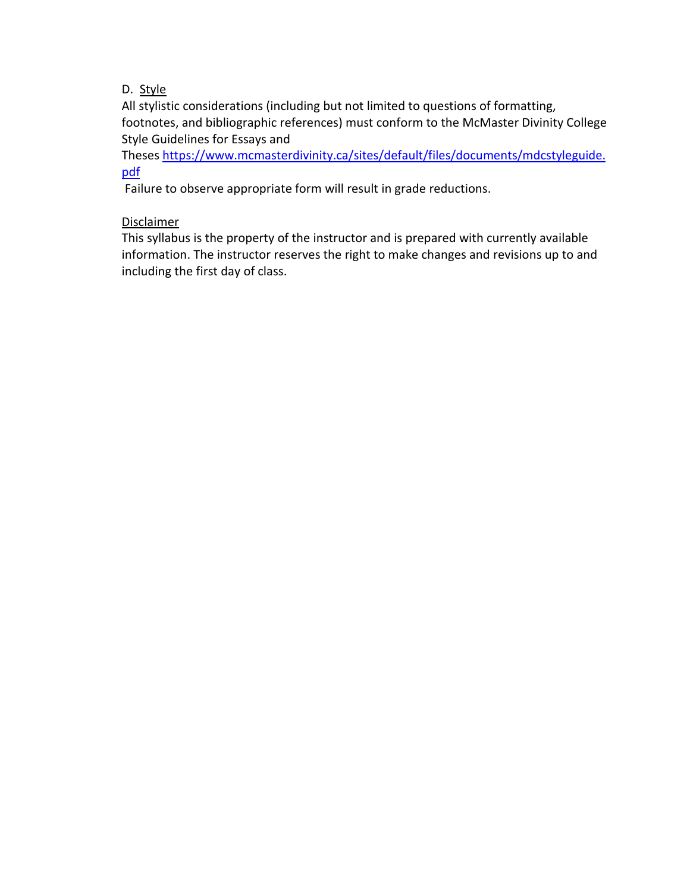D. <u>Style</u>

All stylistic considerations (including but not limited to questions of formatting, footnotes, and bibliographic references) must conform to the McMaster Divinity College Style Guidelines for Essays and Theses [https://www.mcmasterdivinity.ca/sites/default/files/documents/mdcstyleguide.pdf](https://www.mcmasterdivinity.ca/sites/default/files/documents/mdcstyleguide.pdf)

Failure to observe appropriate form will result in grade reductions.

<u>Disclaimer</u>

This syllabus is the property of the instructor and is prepared with currently available information. The instructor reserves the right to make changes and revisions up to and including the first day of class.